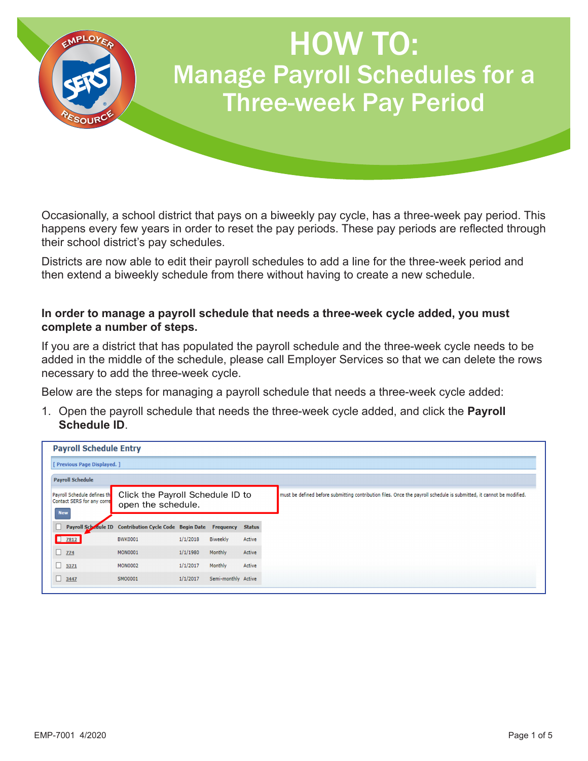# HOW TO:

## Manage Payroll Schedules for a Three-week Pay Period

Occasionally, a school district that pays on a biweekly pay cycle, has a three-week pay period. This happens every few years in order to reset the pay periods. These pay periods are reflected through their school district's pay schedules.

Districts are now able to edit their payroll schedules to add a line for the three-week period and then extend a biweekly schedule from there without having to create a new schedule.

**In order to manage a payroll schedule that needs a three-week cycle added, you must complete a number of steps.**

If you are a district that has populated the payroll schedule and the three-week cycle needs to be added in the middle of the schedule, please call Employer Services so that we can delete the rows necessary to add the three-week cycle.

Below are the steps for managing a payroll schedule that needs a three-week cycle added:

1. Open the payroll schedule that needs the three-week cycle added, and click the **Payroll Schedule ID**.

**Payroll Schedule Entry**

[ Previous Page Displayed. ]

Payroll Schedule

Payroll Schedule defines th... must be defined before submitting contribution files. Once the payroll schedule is submitted, it cannot be modified. Contact SERS for any corre...

Click the Payroll Schedule ID to open the schedule.

New

| Payroll Schedule ID | Contribution Cycle Code | Begin Date | Frequency | Status |
|---|---|---|---|---|
| 7812 | BWK0001 | 1/1/2018 | Biweekly | Active |
| 774 | MON0001 | 1/1/1980 | Monthly | Active |
| 5371 | MON0002 | 1/1/2017 | Monthly | Active |
| 3447 | SMO0001 | 1/1/2017 | Semi-monthly | Active |

EMP-7001 4/2020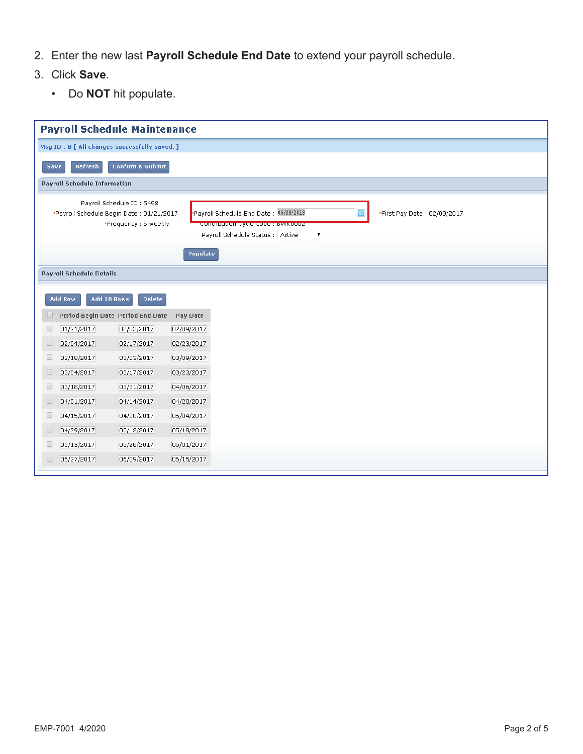2. Enter the new last **Payroll Schedule End Date** to extend your payroll schedule.
3. Click **Save**.
   - Do **NOT** hit populate.

**Payroll Schedule Maintenance**

Msg ID : 8 [ All changes successfully saved. ]

Save | Refresh | Confirm & Submit

**Payroll Schedule Information**

Payroll Schedule ID : 5498

*Payroll Schedule Begin Date : 01/21/2017

*Frequency : Biweekly

*Payroll Schedule End Date : 06/30/2018

Contribution Cycle Code : BWK0002

Payroll Schedule Status : Active

*First Pay Date : 02/09/2017

Populate

**Payroll Schedule Details**

Add Row | Add 10 Rows | Delete

| Period Begin Date | Period End Date | Pay Date |
|---|---|---|
| 01/21/2017 | 02/03/2017 | 02/09/2017 |
| 02/04/2017 | 02/17/2017 | 02/23/2017 |
| 02/18/2017 | 03/03/2017 | 03/09/2017 |
| 03/04/2017 | 03/17/2017 | 03/23/2017 |
| 03/18/2017 | 03/31/2017 | 04/06/2017 |
| 04/01/2017 | 04/14/2017 | 04/20/2017 |
| 04/15/2017 | 04/28/2017 | 05/04/2017 |
| 04/29/2017 | 05/12/2017 | 05/18/2017 |
| 05/13/2017 | 05/26/2017 | 06/01/2017 |
| 05/27/2017 | 06/09/2017 | 06/15/2017 |

EMP-7001 4/2020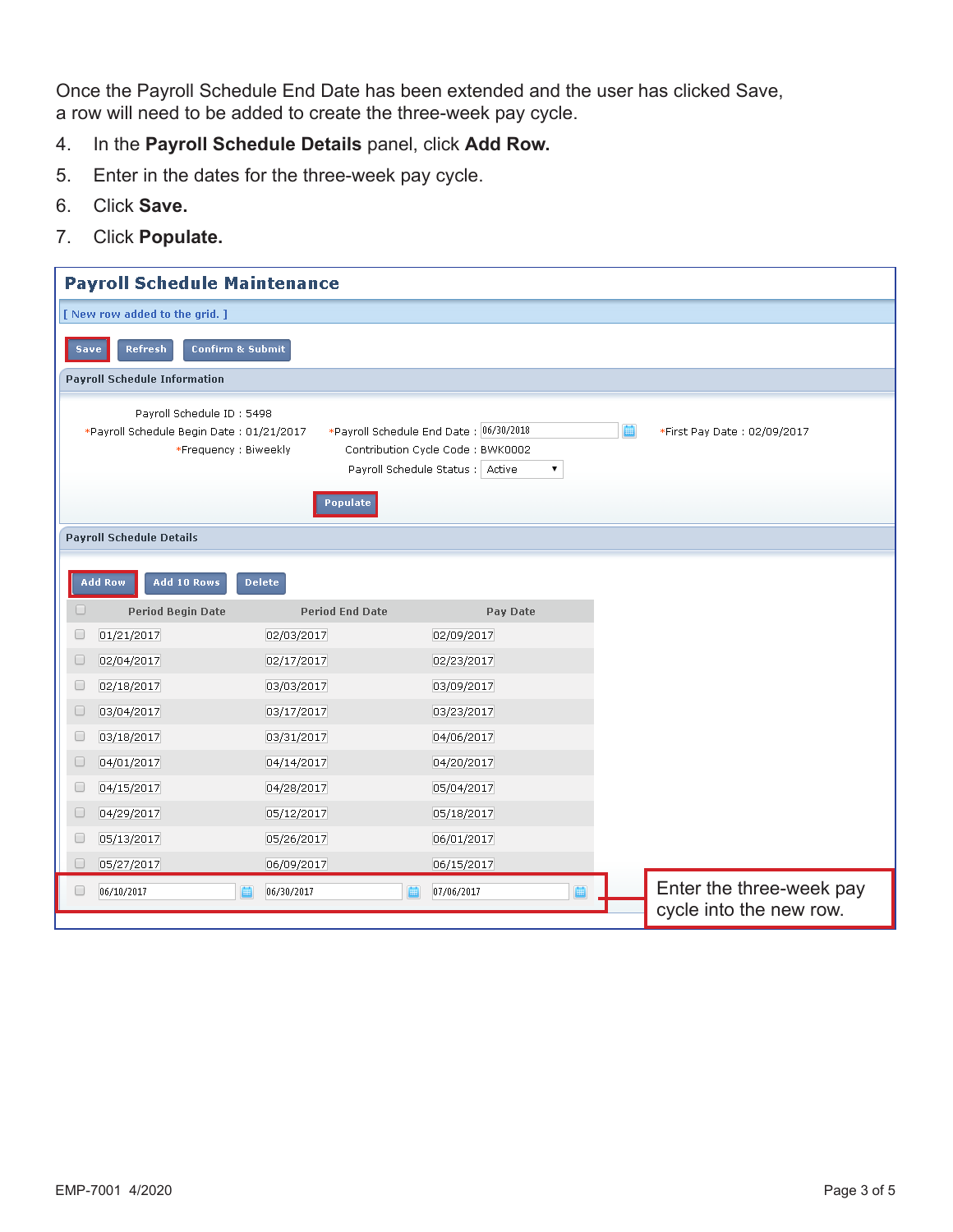Once the Payroll Schedule End Date has been extended and the user has clicked Save, a row will need to be added to create the three-week pay cycle.

4. In the **Payroll Schedule Details** panel, click **Add Row.**
5. Enter in the dates for the three-week pay cycle.
6. Click **Save.**
7. Click **Populate.**

**Payroll Schedule Maintenance**

[ New row added to the grid. ]

Save | Refresh | Confirm & Submit

**Payroll Schedule Information**

Payroll Schedule ID : 5498

*Payroll Schedule Begin Date : 01/21/2017 *Payroll Schedule End Date : 06/30/2018 *First Pay Date : 02/09/2017

*Frequency : Biweekly Contribution Cycle Code : BWK0002

Payroll Schedule Status : Active

Populate

**Payroll Schedule Details**

Add Row | Add 10 Rows | Delete

| Period Begin Date | Period End Date | Pay Date |
|---|---|---|
| 01/21/2017 | 02/03/2017 | 02/09/2017 |
| 02/04/2017 | 02/17/2017 | 02/23/2017 |
| 02/18/2017 | 03/03/2017 | 03/09/2017 |
| 03/04/2017 | 03/17/2017 | 03/23/2017 |
| 03/18/2017 | 03/31/2017 | 04/06/2017 |
| 04/01/2017 | 04/14/2017 | 04/20/2017 |
| 04/15/2017 | 04/28/2017 | 05/04/2017 |
| 04/29/2017 | 05/12/2017 | 05/18/2017 |
| 05/13/2017 | 05/26/2017 | 06/01/2017 |
| 05/27/2017 | 06/09/2017 | 06/15/2017 |
| 06/10/2017 | 06/30/2017 | 07/06/2017 |

Enter the three-week pay cycle into the new row.

EMP-7001 4/2020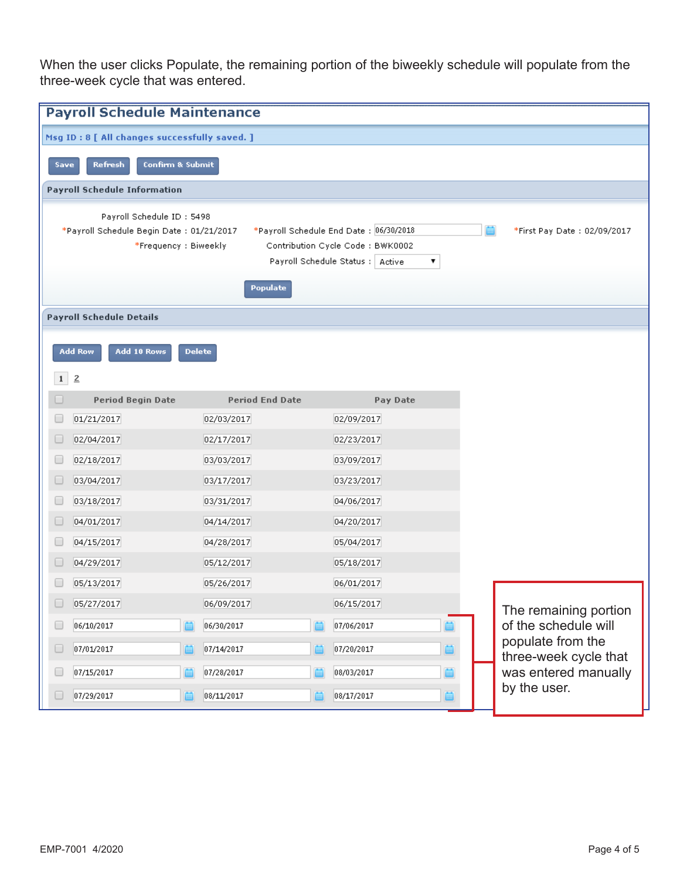When the user clicks Populate, the remaining portion of the biweekly schedule will populate from the three-week cycle that was entered.

## Payroll Schedule Maintenance

Msg ID : 8 [ All changes successfully saved. ]

Save | Refresh | Confirm & Submit

### Payroll Schedule Information

Payroll Schedule ID : 5498

*Payroll Schedule Begin Date : 01/21/2017

*Payroll Schedule End Date : 06/30/2018

*First Pay Date : 02/09/2017

*Frequency : Biweekly

Contribution Cycle Code : BWK0002

Payroll Schedule Status : Active

Populate

### Payroll Schedule Details

Add Row | Add 10 Rows | Delete

1 2

| Period Begin Date | Period End Date | Pay Date |
|---|---|---|
| 01/21/2017 | 02/03/2017 | 02/09/2017 |
| 02/04/2017 | 02/17/2017 | 02/23/2017 |
| 02/18/2017 | 03/03/2017 | 03/09/2017 |
| 03/04/2017 | 03/17/2017 | 03/23/2017 |
| 03/18/2017 | 03/31/2017 | 04/06/2017 |
| 04/01/2017 | 04/14/2017 | 04/20/2017 |
| 04/15/2017 | 04/28/2017 | 05/04/2017 |
| 04/29/2017 | 05/12/2017 | 05/18/2017 |
| 05/13/2017 | 05/26/2017 | 06/01/2017 |
| 05/27/2017 | 06/09/2017 | 06/15/2017 |
| 06/10/2017 | 06/30/2017 | 07/06/2017 |
| 07/01/2017 | 07/14/2017 | 07/20/2017 |
| 07/15/2017 | 07/28/2017 | 08/03/2017 |
| 07/29/2017 | 08/11/2017 | 08/17/2017 |

The remaining portion of the schedule will populate from the three-week cycle that was entered manually by the user.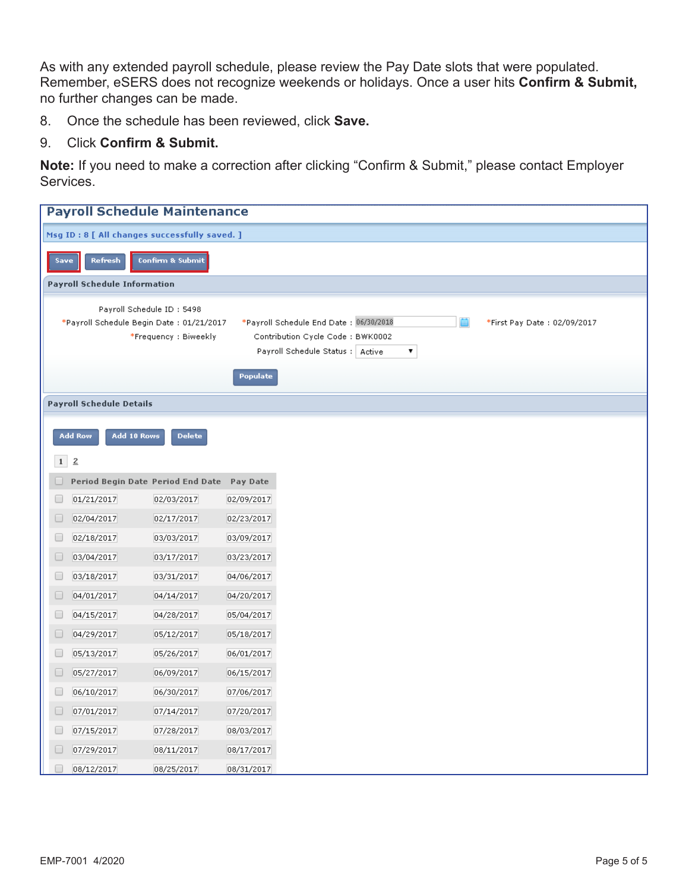As with any extended payroll schedule, please review the Pay Date slots that were populated. Remember, eSERS does not recognize weekends or holidays. Once a user hits **Confirm & Submit,** no further changes can be made.

8. Once the schedule has been reviewed, click **Save.**
9. Click **Confirm & Submit.**

**Note:** If you need to make a correction after clicking “Confirm & Submit,” please contact Employer Services.

**Payroll Schedule Maintenance**

Msg ID : 8 [ All changes successfully saved. ]

Save | Refresh | Confirm & Submit

**Payroll Schedule Information**

Payroll Schedule ID : 5498

*Payroll Schedule Begin Date : 01/21/2017 *Payroll Schedule End Date : 06/30/2018 *First Pay Date : 02/09/2017

*Frequency : Biweekly Contribution Cycle Code : BWK0002

Payroll Schedule Status : Active

Populate

**Payroll Schedule Details**

Add Row | Add 10 Rows | Delete

1 2

| Period Begin Date | Period End Date | Pay Date |
|---|---|---|
| 01/21/2017 | 02/03/2017 | 02/09/2017 |
| 02/04/2017 | 02/17/2017 | 02/23/2017 |
| 02/18/2017 | 03/03/2017 | 03/09/2017 |
| 03/04/2017 | 03/17/2017 | 03/23/2017 |
| 03/18/2017 | 03/31/2017 | 04/06/2017 |
| 04/01/2017 | 04/14/2017 | 04/20/2017 |
| 04/15/2017 | 04/28/2017 | 05/04/2017 |
| 04/29/2017 | 05/12/2017 | 05/18/2017 |
| 05/13/2017 | 05/26/2017 | 06/01/2017 |
| 05/27/2017 | 06/09/2017 | 06/15/2017 |
| 06/10/2017 | 06/30/2017 | 07/06/2017 |
| 07/01/2017 | 07/14/2017 | 07/20/2017 |
| 07/15/2017 | 07/28/2017 | 08/03/2017 |
| 07/29/2017 | 08/11/2017 | 08/17/2017 |
| 08/12/2017 | 08/25/2017 | 08/31/2017 |

EMP-7001 4/2020